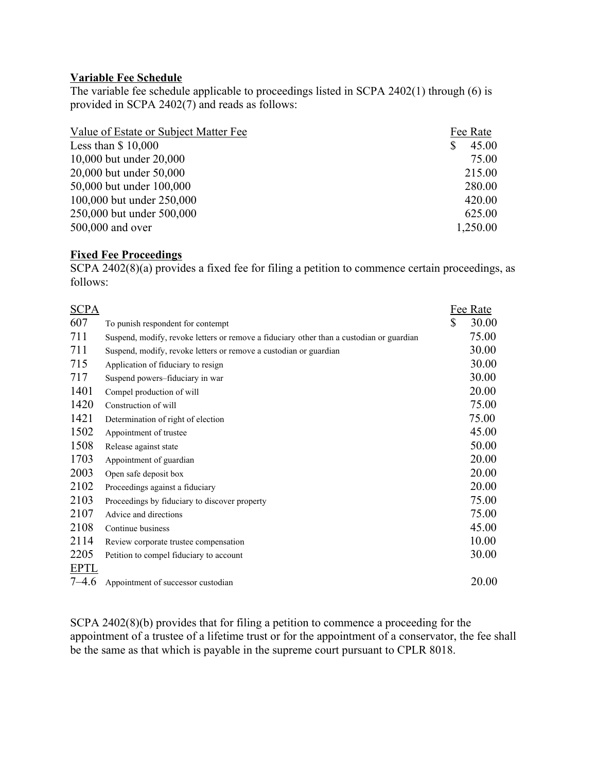**Variable Fee Schedule**

The variable fee schedule applicable to proceedings listed in SCPA 2402(1) through (6) is provided in SCPA 2402(7) and reads as follows:

| Value of Estate or Subject Matter Fee | Fee Rate |
|---|---|
| Less than $ 10,000 | $ 45.00 |
| 10,000 but under 20,000 | 75.00 |
| 20,000 but under 50,000 | 215.00 |
| 50,000 but under 100,000 | 280.00 |
| 100,000 but under 250,000 | 420.00 |
| 250,000 but under 500,000 | 625.00 |
| 500,000 and over | 1,250.00 |

**Fixed Fee Proceedings**

SCPA 2402(8)(a) provides a fixed fee for filing a petition to commence certain proceedings, as follows:

| SCPA | | Fee Rate |
|---|---|---|
| 607 | To punish respondent for contempt | $ 30.00 |
| 711 | Suspend, modify, revoke letters or remove a fiduciary other than a custodian or guardian | 75.00 |
| 711 | Suspend, modify, revoke letters or remove a custodian or guardian | 30.00 |
| 715 | Application of fiduciary to resign | 30.00 |
| 717 | Suspend powers–fiduciary in war | 30.00 |
| 1401 | Compel production of will | 20.00 |
| 1420 | Construction of will | 75.00 |
| 1421 | Determination of right of election | 75.00 |
| 1502 | Appointment of trustee | 45.00 |
| 1508 | Release against state | 50.00 |
| 1703 | Appointment of guardian | 20.00 |
| 2003 | Open safe deposit box | 20.00 |
| 2102 | Proceedings against a fiduciary | 20.00 |
| 2103 | Proceedings by fiduciary to discover property | 75.00 |
| 2107 | Advice and directions | 75.00 |
| 2108 | Continue business | 45.00 |
| 2114 | Review corporate trustee compensation | 10.00 |
| 2205 | Petition to compel fiduciary to account | 30.00 |
| EPTL | | |
| 7–4.6 | Appointment of successor custodian | 20.00 |

SCPA 2402(8)(b) provides that for filing a petition to commence a proceeding for the appointment of a trustee of a lifetime trust or for the appointment of a conservator, the fee shall be the same as that which is payable in the supreme court pursuant to CPLR 8018.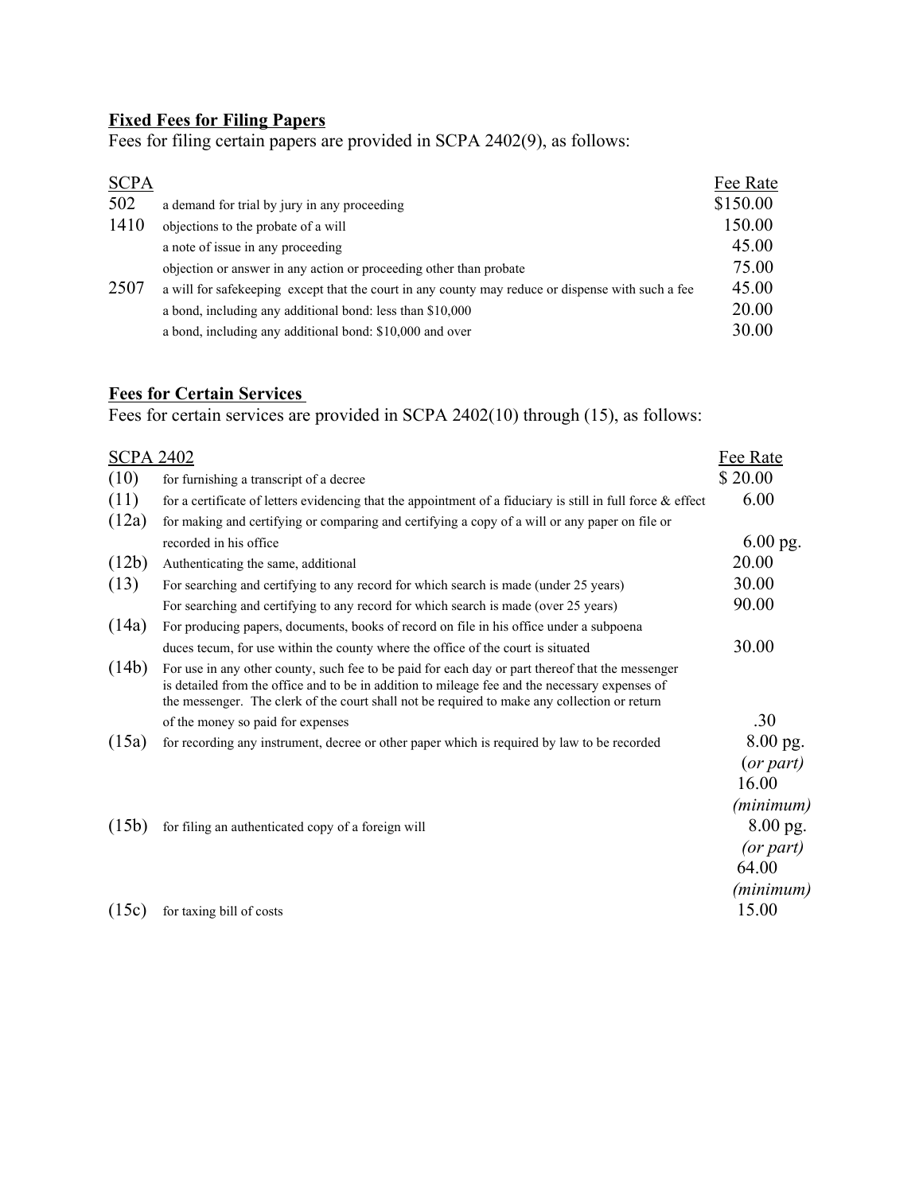**Fixed Fees for Filing Papers**

Fees for filing certain papers are provided in SCPA 2402(9), as follows:

| SCPA | | Fee Rate |
|---|---|---|
| 502 | a demand for trial by jury in any proceeding | $150.00 |
| 1410 | objections to the probate of a will | 150.00 |
| | a note of issue in any proceeding | 45.00 |
| | objection or answer in any action or proceeding other than probate | 75.00 |
| 2507 | a will for safekeeping except that the court in any county may reduce or dispense with such a fee | 45.00 |
| | a bond, including any additional bond: less than $10,000 | 20.00 |
| | a bond, including any additional bond: $10,000 and over | 30.00 |

**Fees for Certain Services**

Fees for certain services are provided in SCPA 2402(10) through (15), as follows:

| SCPA 2402 | | Fee Rate |
|---|---|---|
| (10) | for furnishing a transcript of a decree | $ 20.00 |
| (11) | for a certificate of letters evidencing that the appointment of a fiduciary is still in full force & effect | 6.00 |
| (12a) | for making and certifying or comparing and certifying a copy of a will or any paper on file or recorded in his office | 6.00 pg. |
| (12b) | Authenticating the same, additional | 20.00 |
| (13) | For searching and certifying to any record for which search is made (under 25 years) | 30.00 |
| | For searching and certifying to any record for which search is made (over 25 years) | 90.00 |
| (14a) | For producing papers, documents, books of record on file in his office under a subpoena duces tecum, for use within the county where the office of the court is situated | 30.00 |
| (14b) | For use in any other county, such fee to be paid for each day or part thereof that the messenger is detailed from the office and to be in addition to mileage fee and the necessary expenses of the messenger. The clerk of the court shall not be required to make any collection or return of the money so paid for expenses | .30 |
| (15a) | for recording any instrument, decree or other paper which is required by law to be recorded | 8.00 pg. *(or part)* 16.00 *(minimum)* |
| (15b) | for filing an authenticated copy of a foreign will | 8.00 pg. *(or part)* 64.00 *(minimum)* |
| (15c) | for taxing bill of costs | 15.00 |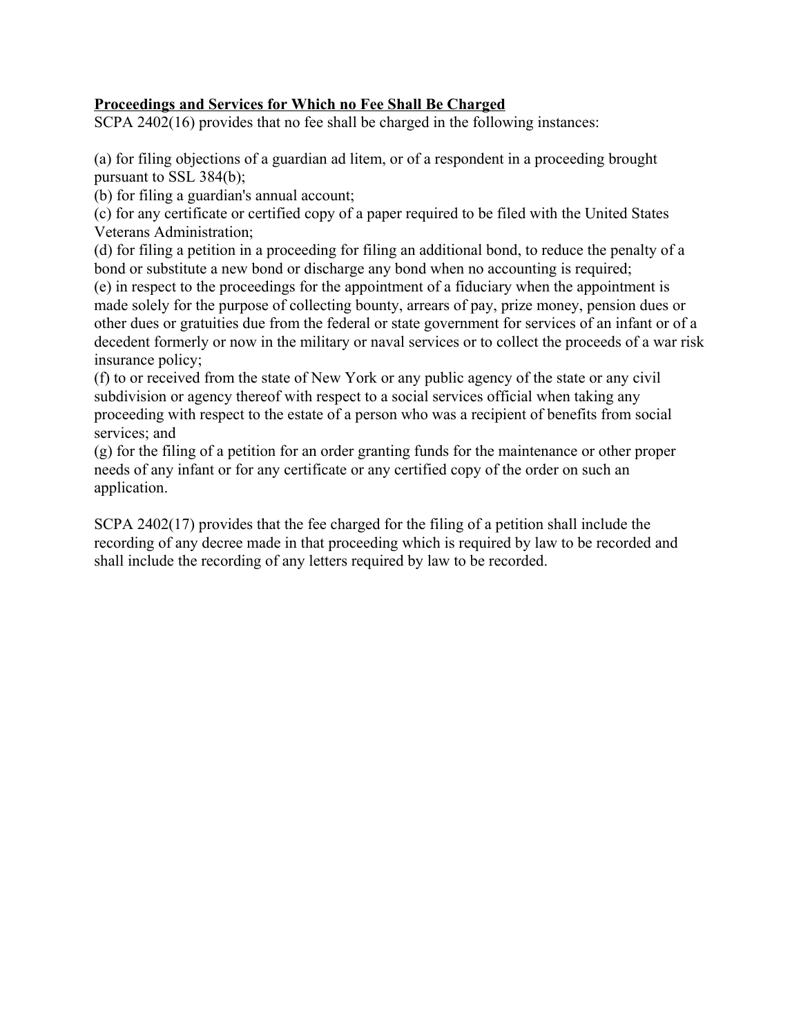**<u>Proceedings and Services for Which no Fee Shall Be Charged</u>**

SCPA 2402(16) provides that no fee shall be charged in the following instances:

(a) for filing objections of a guardian ad litem, or of a respondent in a proceeding brought pursuant to SSL 384(b);
(b) for filing a guardian's annual account;
(c) for any certificate or certified copy of a paper required to be filed with the United States Veterans Administration;
(d) for filing a petition in a proceeding for filing an additional bond, to reduce the penalty of a bond or substitute a new bond or discharge any bond when no accounting is required;
(e) in respect to the proceedings for the appointment of a fiduciary when the appointment is made solely for the purpose of collecting bounty, arrears of pay, prize money, pension dues or other dues or gratuities due from the federal or state government for services of an infant or of a decedent formerly or now in the military or naval services or to collect the proceeds of a war risk insurance policy;
(f) to or received from the state of New York or any public agency of the state or any civil subdivision or agency thereof with respect to a social services official when taking any proceeding with respect to the estate of a person who was a recipient of benefits from social services; and
(g) for the filing of a petition for an order granting funds for the maintenance or other proper needs of any infant or for any certificate or any certified copy of the order on such an application.

SCPA 2402(17) provides that the fee charged for the filing of a petition shall include the recording of any decree made in that proceeding which is required by law to be recorded and shall include the recording of any letters required by law to be recorded.